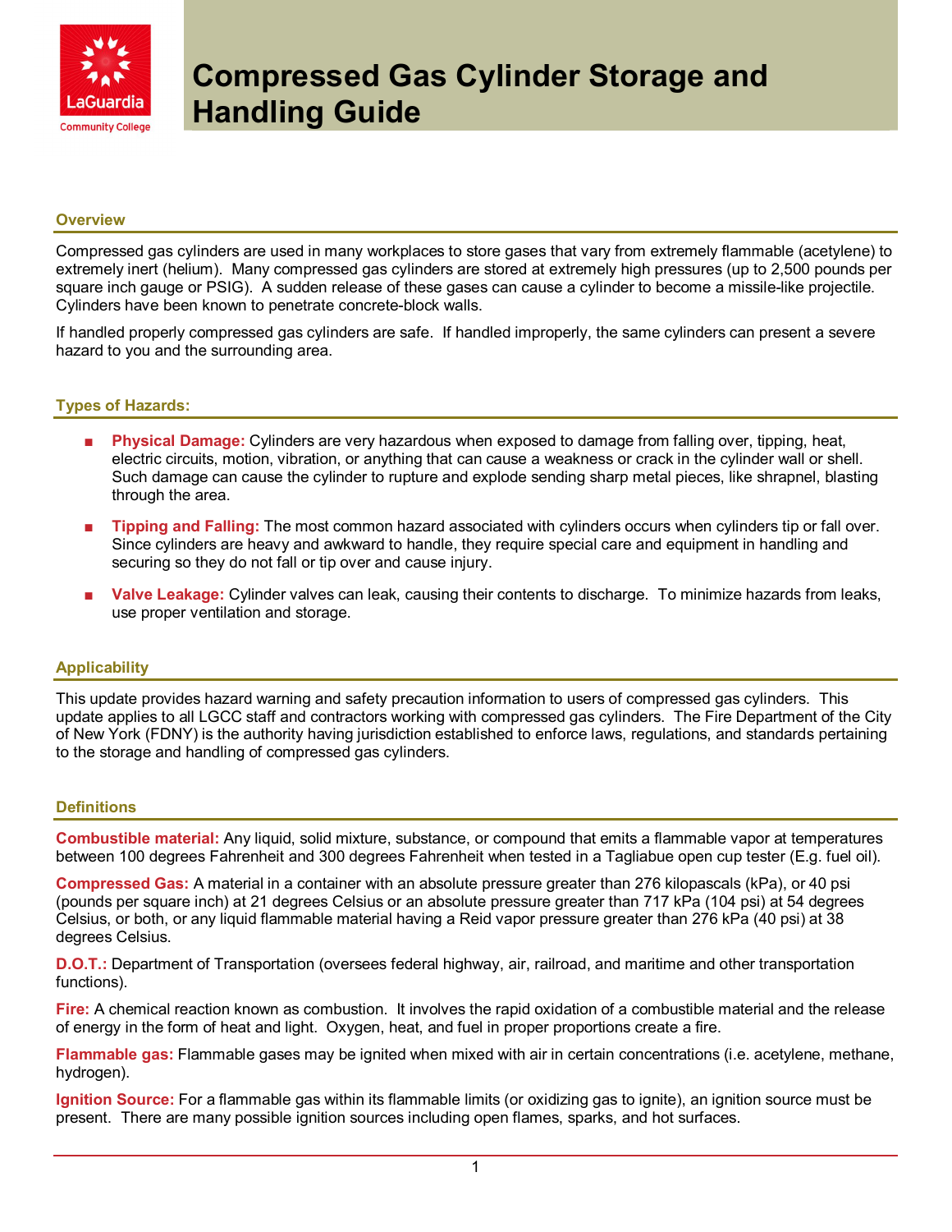# Compressed Gas Cylinder Storage and Handling Guide

## Overview

Compressed gas cylinders are used in many workplaces to store gases that vary from extremely flammable (acetylene) to extremely inert (helium). Many compressed gas cylinders are stored at extremely high pressures (up to 2,500 pounds per square inch gauge or PSIG). A sudden release of these gases can cause a cylinder to become a missile-like projectile. Cylinders have been known to penetrate concrete-block walls.

If handled properly compressed gas cylinders are safe. If handled improperly, the same cylinders can present a severe hazard to you and the surrounding area.

## Types of Hazards:

- **Physical Damage:** Cylinders are very hazardous when exposed to damage from falling over, tipping, heat, electric circuits, motion, vibration, or anything that can cause a weakness or crack in the cylinder wall or shell. Such damage can cause the cylinder to rupture and explode sending sharp metal pieces, like shrapnel, blasting through the area.
- **Tipping and Falling:** The most common hazard associated with cylinders occurs when cylinders tip or fall over. Since cylinders are heavy and awkward to handle, they require special care and equipment in handling and securing so they do not fall or tip over and cause injury.
- **Valve Leakage:** Cylinder valves can leak, causing their contents to discharge. To minimize hazards from leaks, use proper ventilation and storage.

## Applicability

This update provides hazard warning and safety precaution information to users of compressed gas cylinders. This update applies to all LGCC staff and contractors working with compressed gas cylinders. The Fire Department of the City of New York (FDNY) is the authority having jurisdiction established to enforce laws, regulations, and standards pertaining to the storage and handling of compressed gas cylinders.

## Definitions

**Combustible material:** Any liquid, solid mixture, substance, or compound that emits a flammable vapor at temperatures between 100 degrees Fahrenheit and 300 degrees Fahrenheit when tested in a Tagliabue open cup tester (E.g. fuel oil).

**Compressed Gas:** A material in a container with an absolute pressure greater than 276 kilopascals (kPa), or 40 psi (pounds per square inch) at 21 degrees Celsius or an absolute pressure greater than 717 kPa (104 psi) at 54 degrees Celsius, or both, or any liquid flammable material having a Reid vapor pressure greater than 276 kPa (40 psi) at 38 degrees Celsius.

**D.O.T.:** Department of Transportation (oversees federal highway, air, railroad, and maritime and other transportation functions).

**Fire:** A chemical reaction known as combustion. It involves the rapid oxidation of a combustible material and the release of energy in the form of heat and light. Oxygen, heat, and fuel in proper proportions create a fire.

**Flammable gas:** Flammable gases may be ignited when mixed with air in certain concentrations (i.e. acetylene, methane, hydrogen).

**Ignition Source:** For a flammable gas within its flammable limits (or oxidizing gas to ignite), an ignition source must be present. There are many possible ignition sources including open flames, sparks, and hot surfaces.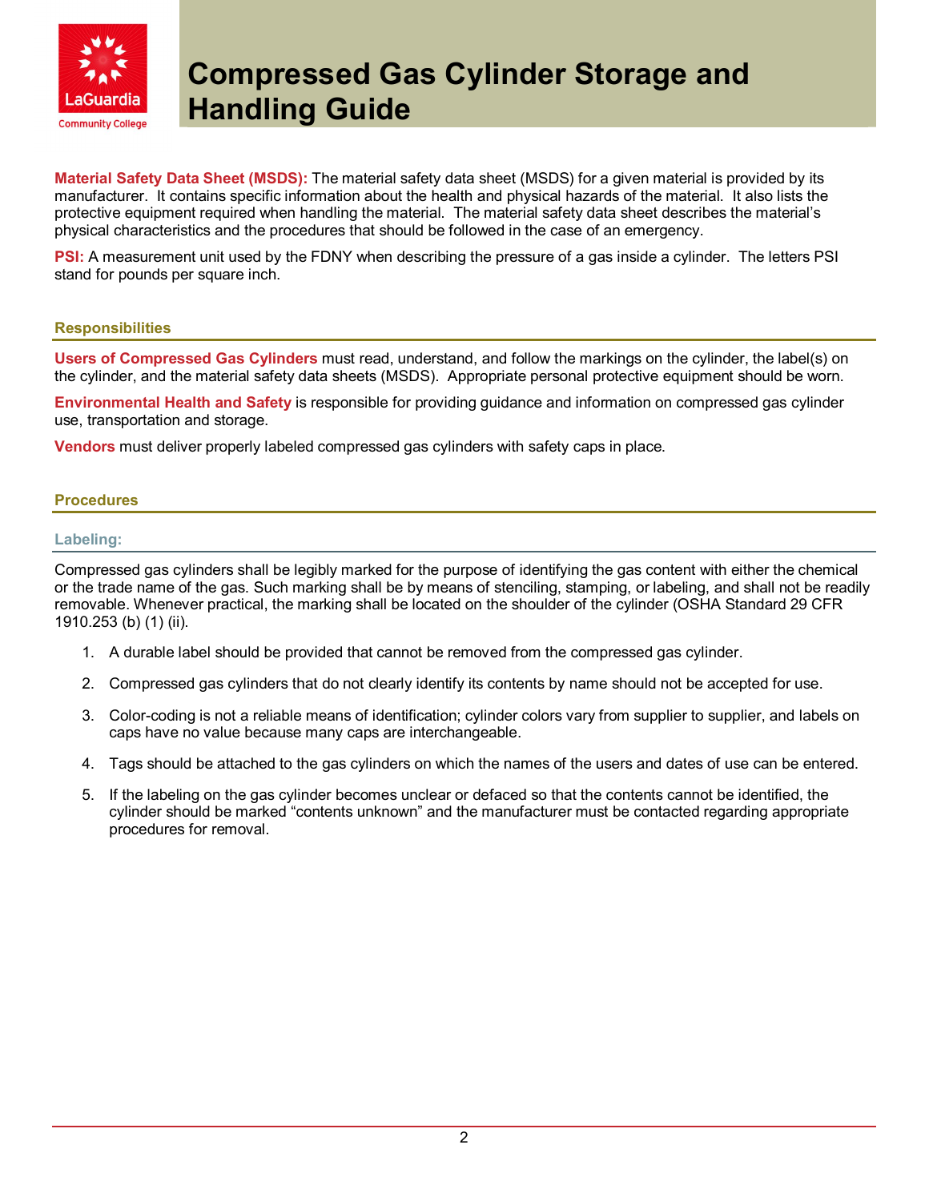# Compressed Gas Cylinder Storage and Handling Guide

**Material Safety Data Sheet (MSDS):** The material safety data sheet (MSDS) for a given material is provided by its manufacturer. It contains specific information about the health and physical hazards of the material. It also lists the protective equipment required when handling the material. The material safety data sheet describes the material's physical characteristics and the procedures that should be followed in the case of an emergency.

**PSI:** A measurement unit used by the FDNY when describing the pressure of a gas inside a cylinder. The letters PSI stand for pounds per square inch.

## Responsibilities

**Users of Compressed Gas Cylinders** must read, understand, and follow the markings on the cylinder, the label(s) on the cylinder, and the material safety data sheets (MSDS). Appropriate personal protective equipment should be worn.

**Environmental Health and Safety** is responsible for providing guidance and information on compressed gas cylinder use, transportation and storage.

**Vendors** must deliver properly labeled compressed gas cylinders with safety caps in place.

## Procedures

### Labeling:

Compressed gas cylinders shall be legibly marked for the purpose of identifying the gas content with either the chemical or the trade name of the gas. Such marking shall be by means of stenciling, stamping, or labeling, and shall not be readily removable. Whenever practical, the marking shall be located on the shoulder of the cylinder (OSHA Standard 29 CFR 1910.253 (b) (1) (ii).

1. A durable label should be provided that cannot be removed from the compressed gas cylinder.
2. Compressed gas cylinders that do not clearly identify its contents by name should not be accepted for use.
3. Color-coding is not a reliable means of identification; cylinder colors vary from supplier to supplier, and labels on caps have no value because many caps are interchangeable.
4. Tags should be attached to the gas cylinders on which the names of the users and dates of use can be entered.
5. If the labeling on the gas cylinder becomes unclear or defaced so that the contents cannot be identified, the cylinder should be marked "contents unknown" and the manufacturer must be contacted regarding appropriate procedures for removal.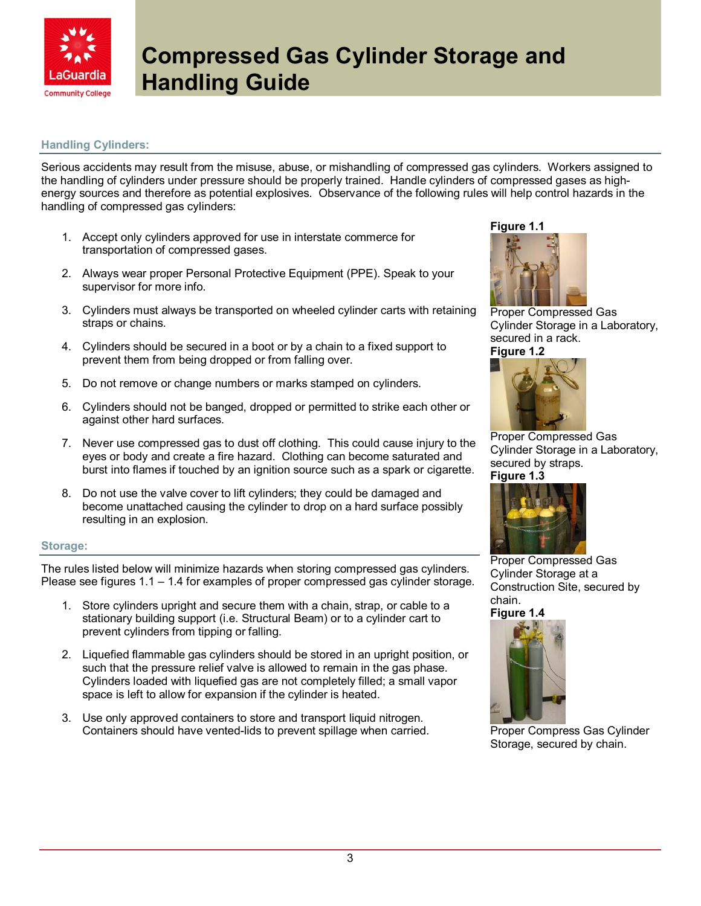# Compressed Gas Cylinder Storage and Handling Guide

## Handling Cylinders:

Serious accidents may result from the misuse, abuse, or mishandling of compressed gas cylinders. Workers assigned to the handling of cylinders under pressure should be properly trained. Handle cylinders of compressed gases as high-energy sources and therefore as potential explosives. Observance of the following rules will help control hazards in the handling of compressed gas cylinders:

1. Accept only cylinders approved for use in interstate commerce for transportation of compressed gases.
2. Always wear proper Personal Protective Equipment (PPE). Speak to your supervisor for more info.
3. Cylinders must always be transported on wheeled cylinder carts with retaining straps or chains.
4. Cylinders should be secured in a boot or by a chain to a fixed support to prevent them from being dropped or from falling over.
5. Do not remove or change numbers or marks stamped on cylinders.
6. Cylinders should not be banged, dropped or permitted to strike each other or against other hard surfaces.
7. Never use compressed gas to dust off clothing. This could cause injury to the eyes or body and create a fire hazard. Clothing can become saturated and burst into flames if touched by an ignition source such as a spark or cigarette.
8. Do not use the valve cover to lift cylinders; they could be damaged and become unattached causing the cylinder to drop on a hard surface possibly resulting in an explosion.

## Storage:

The rules listed below will minimize hazards when storing compressed gas cylinders. Please see figures 1.1 – 1.4 for examples of proper compressed gas cylinder storage.

1. Store cylinders upright and secure them with a chain, strap, or cable to a stationary building support (i.e. Structural Beam) or to a cylinder cart to prevent cylinders from tipping or falling.
2. Liquefied flammable gas cylinders should be stored in an upright position, or such that the pressure relief valve is allowed to remain in the gas phase. Cylinders loaded with liquefied gas are not completely filled; a small vapor space is left to allow for expansion if the cylinder is heated.
3. Use only approved containers to store and transport liquid nitrogen. Containers should have vented-lids to prevent spillage when carried.

**Figure 1.1**

Proper Compressed Gas Cylinder Storage in a Laboratory, secured in a rack.

**Figure 1.2**

Proper Compressed Gas Cylinder Storage in a Laboratory, secured by straps.

**Figure 1.3**

Proper Compressed Gas Cylinder Storage at a Construction Site, secured by chain.

**Figure 1.4**

Proper Compress Gas Cylinder Storage, secured by chain.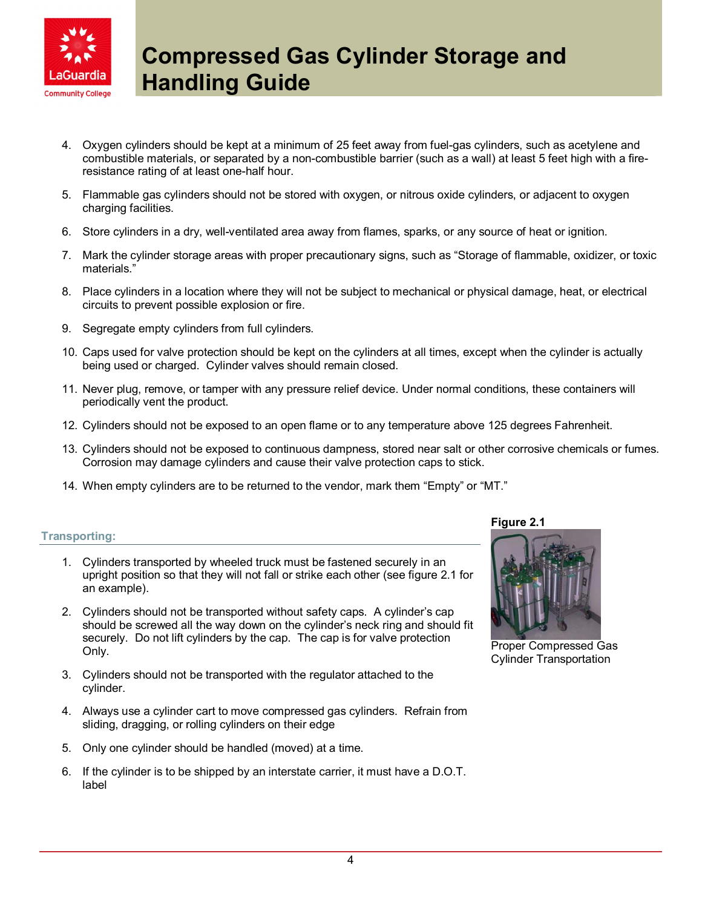4. Oxygen cylinders should be kept at a minimum of 25 feet away from fuel-gas cylinders, such as acetylene and combustible materials, or separated by a non-combustible barrier (such as a wall) at least 5 feet high with a fire-resistance rating of at least one-half hour.

5. Flammable gas cylinders should not be stored with oxygen, or nitrous oxide cylinders, or adjacent to oxygen charging facilities.

6. Store cylinders in a dry, well-ventilated area away from flames, sparks, or any source of heat or ignition.

7. Mark the cylinder storage areas with proper precautionary signs, such as "Storage of flammable, oxidizer, or toxic materials."

8. Place cylinders in a location where they will not be subject to mechanical or physical damage, heat, or electrical circuits to prevent possible explosion or fire.

9. Segregate empty cylinders from full cylinders.

10. Caps used for valve protection should be kept on the cylinders at all times, except when the cylinder is actually being used or charged. Cylinder valves should remain closed.

11. Never plug, remove, or tamper with any pressure relief device. Under normal conditions, these containers will periodically vent the product.

12. Cylinders should not be exposed to an open flame or to any temperature above 125 degrees Fahrenheit.

13. Cylinders should not be exposed to continuous dampness, stored near salt or other corrosive chemicals or fumes. Corrosion may damage cylinders and cause their valve protection caps to stick.

14. When empty cylinders are to be returned to the vendor, mark them "Empty" or "MT."

### Transporting:

1. Cylinders transported by wheeled truck must be fastened securely in an upright position so that they will not fall or strike each other (see figure 2.1 for an example).

2. Cylinders should not be transported without safety caps. A cylinder's cap should be screwed all the way down on the cylinder's neck ring and should fit securely. Do not lift cylinders by the cap. The cap is for valve protection Only.

3. Cylinders should not be transported with the regulator attached to the cylinder.

4. Always use a cylinder cart to move compressed gas cylinders. Refrain from sliding, dragging, or rolling cylinders on their edge

5. Only one cylinder should be handled (moved) at a time.

6. If the cylinder is to be shipped by an interstate carrier, it must have a D.O.T. label

**Figure 2.1**

Proper Compressed Gas Cylinder Transportation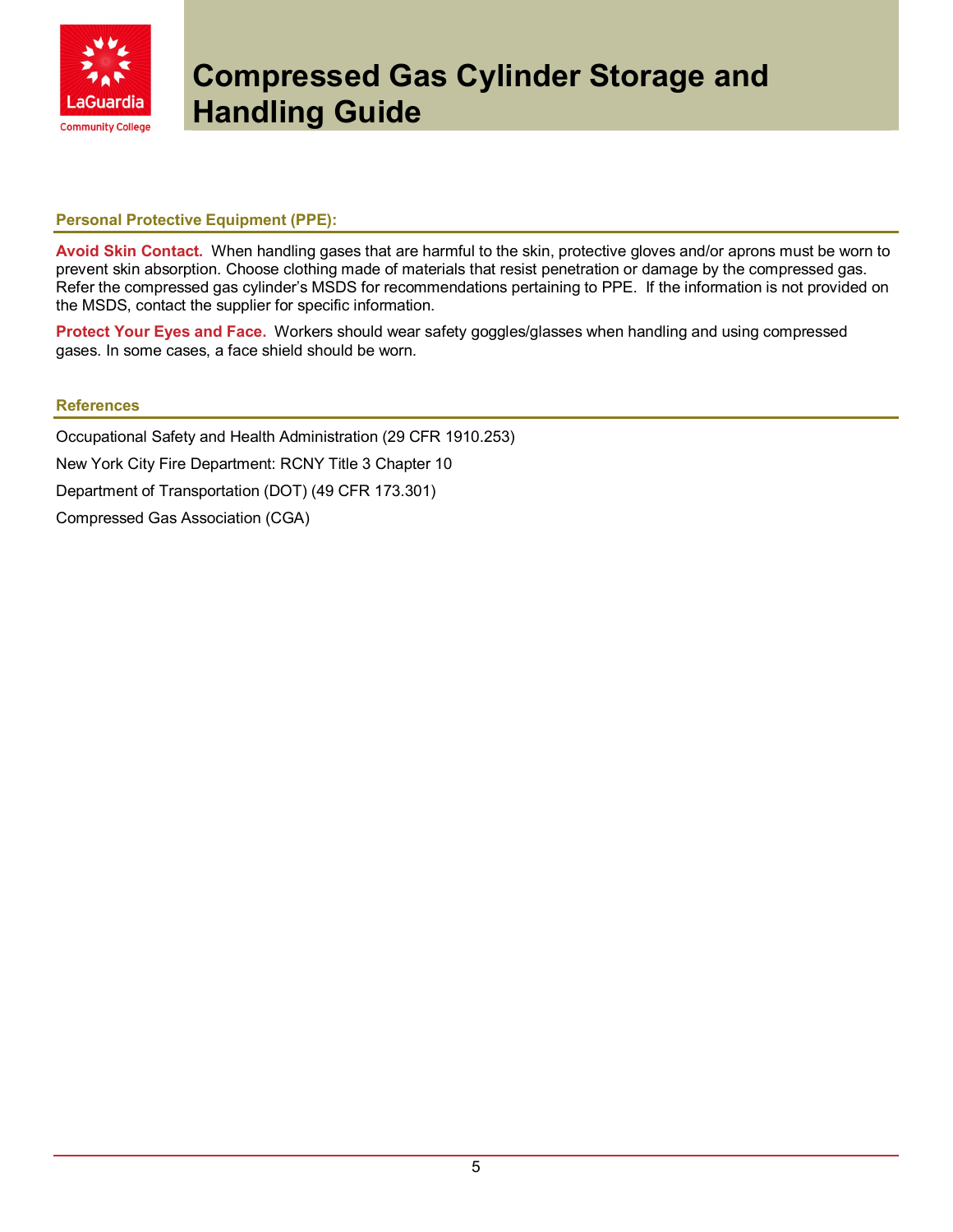### Personal Protective Equipment (PPE):

**Avoid Skin Contact.** When handling gases that are harmful to the skin, protective gloves and/or aprons must be worn to prevent skin absorption. Choose clothing made of materials that resist penetration or damage by the compressed gas. Refer the compressed gas cylinder's MSDS for recommendations pertaining to PPE. If the information is not provided on the MSDS, contact the supplier for specific information.

**Protect Your Eyes and Face.** Workers should wear safety goggles/glasses when handling and using compressed gases. In some cases, a face shield should be worn.

### References

Occupational Safety and Health Administration (29 CFR 1910.253)

New York City Fire Department: RCNY Title 3 Chapter 10

Department of Transportation (DOT) (49 CFR 173.301)

Compressed Gas Association (CGA)